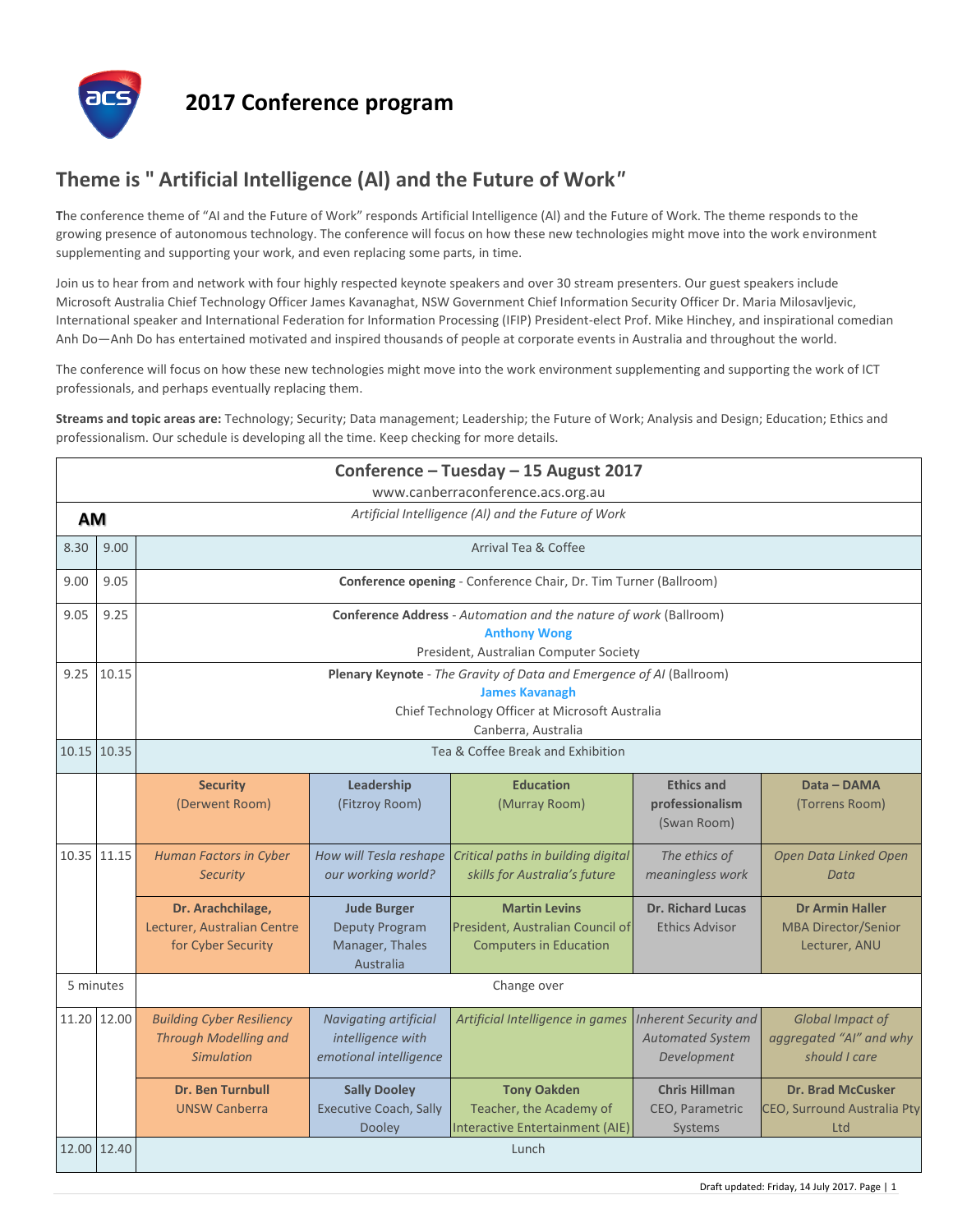# 2017 Conference program

## Theme is " Artificial Intelligence (AI) and the Future of Work"

**T**he conference theme of "AI and the Future of Work" responds Artificial Intelligence (AI) and the Future of Work. The theme responds to the growing presence of autonomous technology. The conference will focus on how these new technologies might move into the work environment supplementing and supporting your work, and even replacing some parts, in time.

Join us to hear from and network with four highly respected keynote speakers and over 30 stream presenters. Our guest speakers include Microsoft Australia Chief Technology Officer James Kavanaghat, NSW Government Chief Information Security Officer Dr. Maria Milosavljevic, International speaker and International Federation for Information Processing (IFIP) President-elect Prof. Mike Hinchey, and inspirational comedian Anh Do—Anh Do has entertained motivated and inspired thousands of people at corporate events in Australia and throughout the world.

The conference will focus on how these new technologies might move into the work environment supplementing and supporting the work of ICT professionals, and perhaps eventually replacing them.

**Streams and topic areas are:** Technology; Security; Data management; Leadership; the Future of Work; Analysis and Design; Education; Ethics and professionalism. Our schedule is developing all the time. Keep checking for more details.

**Conference – Tuesday – 15 August 2017**
www.canberraconference.acs.org.au

**AM** — *Artificial Intelligence (AI) and the Future of Work*

| Start | End | Session | | | | |
|---|---|---|---|---|---|---|
| 8.30 | 9.00 | Arrival Tea & Coffee | | | | |
| 9.00 | 9.05 | **Conference opening** - Conference Chair, Dr. Tim Turner (Ballroom) | | | | |
| 9.05 | 9.25 | **Conference Address** - *Automation and the nature of work* (Ballroom)<br>**Anthony Wong**<br>President, Australian Computer Society | | | | |
| 9.25 | 10.15 | **Plenary Keynote** - *The Gravity of Data and Emergence of AI* (Ballroom)<br>**James Kavanagh**<br>Chief Technology Officer at Microsoft Australia<br>Canberra, Australia | | | | |
| 10.15 | 10.35 | Tea & Coffee Break and Exhibition | | | | |
| | | **Security**<br>(Derwent Room) | **Leadership**<br>(Fitzroy Room) | **Education**<br>(Murray Room) | **Ethics and professionalism**<br>(Swan Room) | **Data – DAMA**<br>(Torrens Room) |
| 10.35 | 11.15 | *Human Factors in Cyber Security* | *How will Tesla reshape our working world?* | *Critical paths in building digital skills for Australia's future* | *The ethics of meaningless work* | *Open Data Linked Open Data* |
| | | **Dr. Arachchilage,**<br>Lecturer, Australian Centre for Cyber Security | **Jude Burger**<br>Deputy Program Manager, Thales Australia | **Martin Levins**<br>President, Australian Council of Computers in Education | **Dr. Richard Lucas**<br>Ethics Advisor | **Dr Armin Haller**<br>MBA Director/Senior Lecturer, ANU |
| 5 minutes | | Change over | | | | |
| 11.20 | 12.00 | *Building Cyber Resiliency Through Modelling and Simulation* | *Navigating artificial intelligence with emotional intelligence* | *Artificial Intelligence in games* | *Inherent Security and Automated System Development* | *Global Impact of aggregated "AI" and why should I care* |
| | | **Dr. Ben Turnbull**<br>UNSW Canberra | **Sally Dooley**<br>Executive Coach, Sally Dooley | **Tony Oakden**<br>Teacher, the Academy of Interactive Entertainment (AIE) | **Chris Hillman**<br>CEO, Parametric Systems | **Dr. Brad McCusker**<br>CEO, Surround Australia Pty Ltd |
| 12.00 | 12.40 | Lunch | | | | |

Draft updated: Friday, 14 July 2017.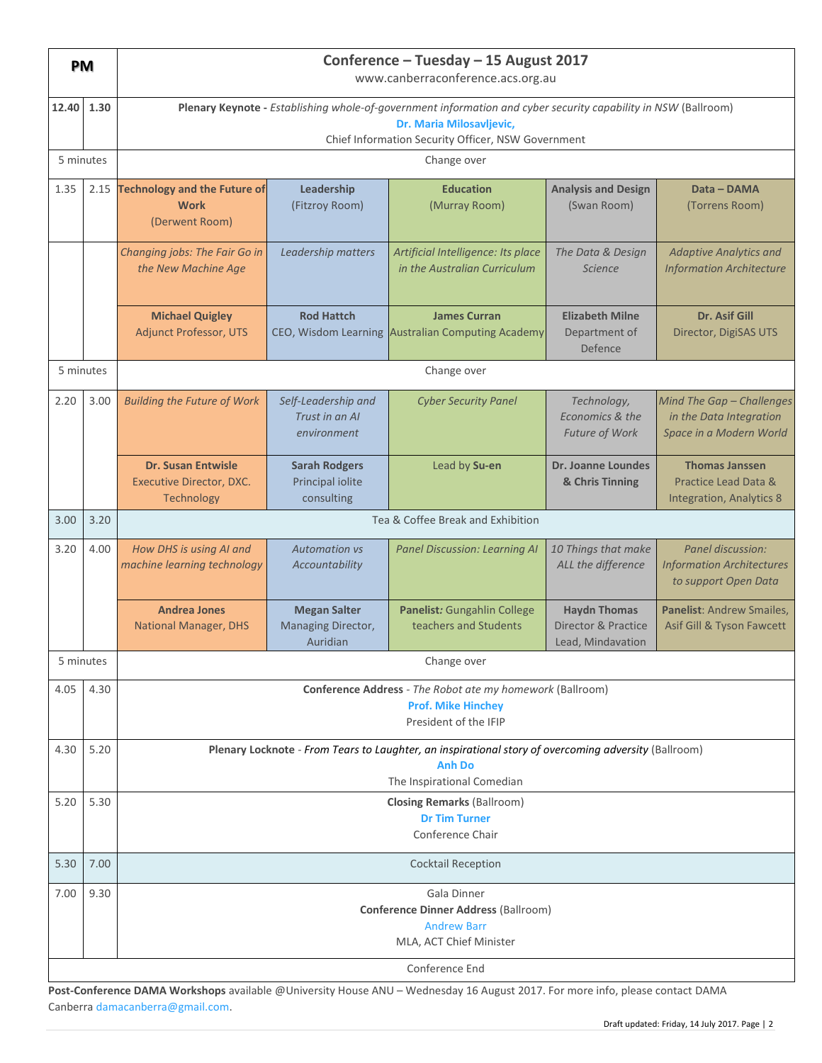| PM | | Conference – Tuesday – 15 August 2017<br>www.canberraconference.acs.org.au | | | | |
|---|---|---|---|---|---|---|
| 12.40 | 1.30 | **Plenary Keynote -** *Establishing whole-of-government information and cyber security capability in NSW* (Ballroom)<br>**Dr. Maria Milosavljevic,**<br>Chief Information Security Officer, NSW Government | | | | |
| 5 minutes | | Change over | | | | |
| 1.35 | 2.15 | **Technology and the Future of Work**<br>(Derwent Room) | **Leadership**<br>(Fitzroy Room) | **Education**<br>(Murray Room) | **Analysis and Design**<br>(Swan Room) | **Data – DAMA**<br>(Torrens Room) |
| | | *Changing jobs: The Fair Go in the New Machine Age* | *Leadership matters* | *Artificial Intelligence: Its place in the Australian Curriculum* | *The Data & Design Science* | *Adaptive Analytics and Information Architecture* |
| | | **Michael Quigley**<br>Adjunct Professor, UTS | **Rod Hattch**<br>CEO, Wisdom Learning | **James Curran**<br>Australian Computing Academy | **Elizabeth Milne**<br>Department of Defence | **Dr. Asif Gill**<br>Director, DigiSAS UTS |
| 5 minutes | | Change over | | | | |
| 2.20 | 3.00 | *Building the Future of Work* | *Self-Leadership and Trust in an AI environment* | *Cyber Security Panel* | *Technology, Economics & the Future of Work* | *Mind The Gap – Challenges in the Data Integration Space in a Modern World* |
| | | **Dr. Susan Entwisle**<br>Executive Director, DXC. Technology | **Sarah Rodgers**<br>Principal iolite consulting | Lead by **Su-en** | **Dr. Joanne Loundes & Chris Tinning** | **Thomas Janssen**<br>Practice Lead Data & Integration, Analytics 8 |
| 3.00 | 3.20 | Tea & Coffee Break and Exhibition | | | | |
| 3.20 | 4.00 | *How DHS is using AI and machine learning technology* | *Automation vs Accountability* | *Panel Discussion: Learning AI* | *10 Things that make ALL the difference* | *Panel discussion: Information Architectures to support Open Data* |
| | | **Andrea Jones**<br>National Manager, DHS | **Megan Salter**<br>Managing Director, Auridian | **Panelist***:* Gungahlin College teachers and Students | **Haydn Thomas**<br>Director & Practice Lead, Mindavation | **Panelist**: Andrew Smailes, Asif Gill & Tyson Fawcett |
| 5 minutes | | Change over | | | | |
| 4.05 | 4.30 | **Conference Address** - *The Robot ate my homework* (Ballroom)<br>**Prof. Mike Hinchey**<br>President of the IFIP | | | | |
| 4.30 | 5.20 | **Plenary Locknote** - *From Tears to Laughter, an inspirational story of overcoming adversity* (Ballroom)<br>**Anh Do**<br>The Inspirational Comedian | | | | |
| 5.20 | 5.30 | **Closing Remarks** (Ballroom)<br>**Dr Tim Turner**<br>Conference Chair | | | | |
| 5.30 | 7.00 | Cocktail Reception | | | | |
| 7.00 | 9.30 | Gala Dinner<br>**Conference Dinner Address** (Ballroom)<br>Andrew Barr<br>MLA, ACT Chief Minister | | | | |
| Conference End | | | | | | |

**Post-Conference DAMA Workshops** available @University House ANU – Wednesday 16 August 2017. For more info, please contact DAMA Canberra damacanberra@gmail.com.

Draft updated: Friday, 14 July 2017.